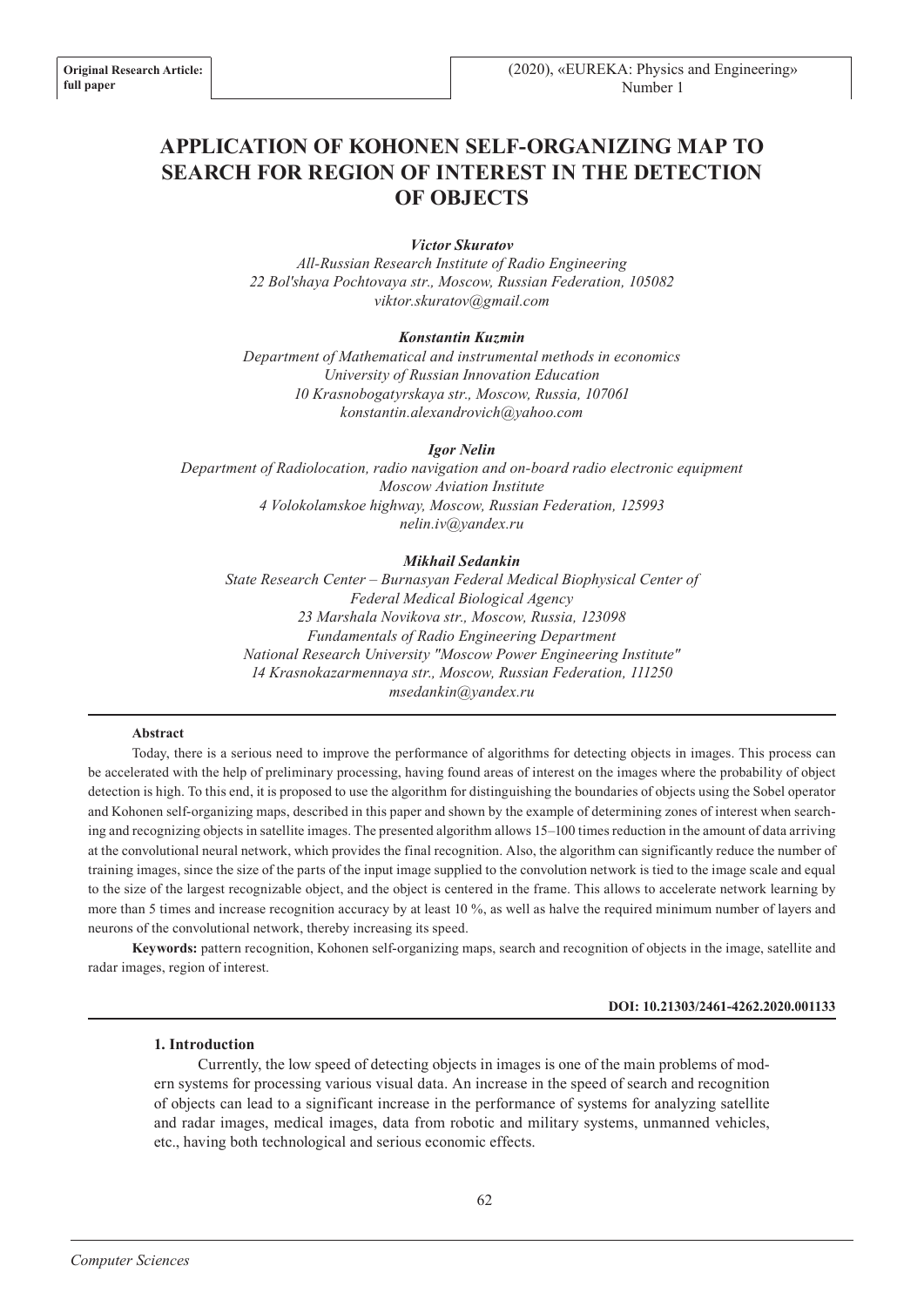Original Research Article: full paper

# APPLICATION OF KOHONEN SELF-ORGANIZING MAP TO SEARCH FOR REGION OF INTEREST IN THE DETECTION OF OBJECTS

***Victor Skuratov***
*All-Russian Research Institute of Radio Engineering*
*22 Bol'shaya Pochtovaya str., Moscow, Russian Federation, 105082*
*viktor.skuratov@gmail.com*

***Konstantin Kuzmin***
*Department of Mathematical and instrumental methods in economics*
*University of Russian Innovation Education*
*10 Krasnobogatyrskaya str., Moscow, Russia, 107061*
*konstantin.alexandrovich@yahoo.com*

***Igor Nelin***
*Department of Radiolocation, radio navigation and on-board radio electronic equipment*
*Moscow Aviation Institute*
*4 Volokolamskoe highway, Moscow, Russian Federation, 125993*
*nelin.iv@yandex.ru*

***Mikhail Sedankin***
*State Research Center – Burnasyan Federal Medical Biophysical Center of Federal Medical Biological Agency*
*23 Marshala Novikova str., Moscow, Russia, 123098*
*Fundamentals of Radio Engineering Department*
*National Research University "Moscow Power Engineering Institute"*
*14 Krasnokazarmennaya str., Moscow, Russian Federation, 111250*
*msedankin@yandex.ru*

**Abstract**

Today, there is a serious need to improve the performance of algorithms for detecting objects in images. This process can be accelerated with the help of preliminary processing, having found areas of interest on the images where the probability of object detection is high. To this end, it is proposed to use the algorithm for distinguishing the boundaries of objects using the Sobel operator and Kohonen self-organizing maps, described in this paper and shown by the example of determining zones of interest when searching and recognizing objects in satellite images. The presented algorithm allows 15–100 times reduction in the amount of data arriving at the convolutional neural network, which provides the final recognition. Also, the algorithm can significantly reduce the number of training images, since the size of the parts of the input image supplied to the convolution network is tied to the image scale and equal to the size of the largest recognizable object, and the object is centered in the frame. This allows to accelerate network learning by more than 5 times and increase recognition accuracy by at least 10 %, as well as halve the required minimum number of layers and neurons of the convolutional network, thereby increasing its speed.

**Keywords:** pattern recognition, Kohonen self-organizing maps, search and recognition of objects in the image, satellite and radar images, region of interest.

**DOI: 10.21303/2461-4262.2020.001133**

## 1. Introduction

Currently, the low speed of detecting objects in images is one of the main problems of modern systems for processing various visual data. An increase in the speed of search and recognition of objects can lead to a significant increase in the performance of systems for analyzing satellite and radar images, medical images, data from robotic and military systems, unmanned vehicles, etc., having both technological and serious economic effects.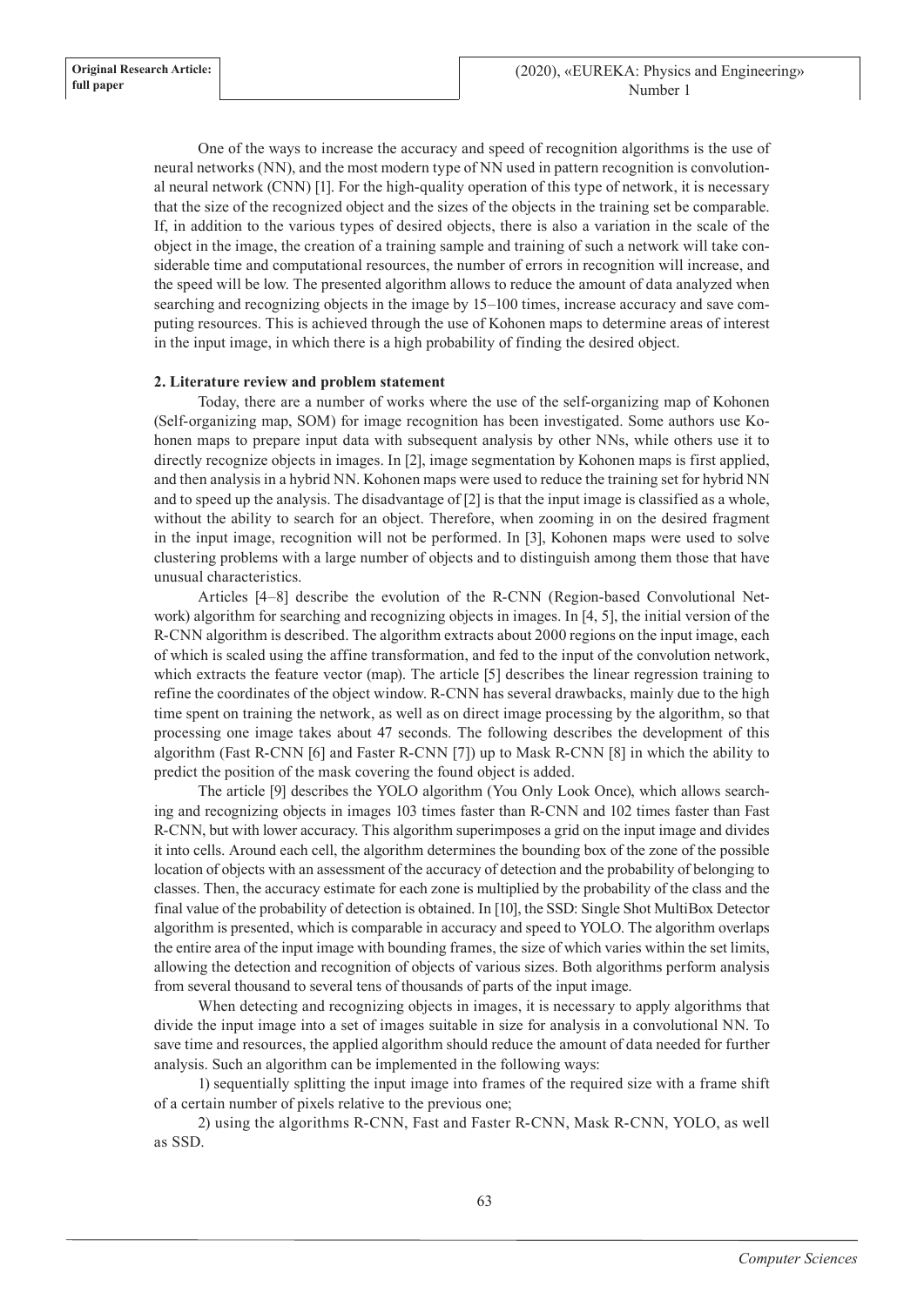One of the ways to increase the accuracy and speed of recognition algorithms is the use of neural networks (NN), and the most modern type of NN used in pattern recognition is convolutional neural network (CNN) [1]. For the high-quality operation of this type of network, it is necessary that the size of the recognized object and the sizes of the objects in the training set be comparable. If, in addition to the various types of desired objects, there is also a variation in the scale of the object in the image, the creation of a training sample and training of such a network will take considerable time and computational resources, the number of errors in recognition will increase, and the speed will be low. The presented algorithm allows to reduce the amount of data analyzed when searching and recognizing objects in the image by 15–100 times, increase accuracy and save computing resources. This is achieved through the use of Kohonen maps to determine areas of interest in the input image, in which there is a high probability of finding the desired object.

## 2. Literature review and problem statement

Today, there are a number of works where the use of the self-organizing map of Kohonen (Self-organizing map, SOM) for image recognition has been investigated. Some authors use Kohonen maps to prepare input data with subsequent analysis by other NNs, while others use it to directly recognize objects in images. In [2], image segmentation by Kohonen maps is first applied, and then analysis in a hybrid NN. Kohonen maps were used to reduce the training set for hybrid NN and to speed up the analysis. The disadvantage of [2] is that the input image is classified as a whole, without the ability to search for an object. Therefore, when zooming in on the desired fragment in the input image, recognition will not be performed. In [3], Kohonen maps were used to solve clustering problems with a large number of objects and to distinguish among them those that have unusual characteristics.

Articles [4–8] describe the evolution of the R-CNN (Region-based Convolutional Network) algorithm for searching and recognizing objects in images. In [4, 5], the initial version of the R-CNN algorithm is described. The algorithm extracts about 2000 regions on the input image, each of which is scaled using the affine transformation, and fed to the input of the convolution network, which extracts the feature vector (map). The article [5] describes the linear regression training to refine the coordinates of the object window. R-CNN has several drawbacks, mainly due to the high time spent on training the network, as well as on direct image processing by the algorithm, so that processing one image takes about 47 seconds. The following describes the development of this algorithm (Fast R-CNN [6] and Faster R-CNN [7]) up to Mask R-CNN [8] in which the ability to predict the position of the mask covering the found object is added.

The article [9] describes the YOLO algorithm (You Only Look Once), which allows searching and recognizing objects in images 103 times faster than R-CNN and 102 times faster than Fast R-CNN, but with lower accuracy. This algorithm superimposes a grid on the input image and divides it into cells. Around each cell, the algorithm determines the bounding box of the zone of the possible location of objects with an assessment of the accuracy of detection and the probability of belonging to classes. Then, the accuracy estimate for each zone is multiplied by the probability of the class and the final value of the probability of detection is obtained. In [10], the SSD: Single Shot MultiBox Detector algorithm is presented, which is comparable in accuracy and speed to YOLO. The algorithm overlaps the entire area of the input image with bounding frames, the size of which varies within the set limits, allowing the detection and recognition of objects of various sizes. Both algorithms perform analysis from several thousand to several tens of thousands of parts of the input image.

When detecting and recognizing objects in images, it is necessary to apply algorithms that divide the input image into a set of images suitable in size for analysis in a convolutional NN. To save time and resources, the applied algorithm should reduce the amount of data needed for further analysis. Such an algorithm can be implemented in the following ways:

1) sequentially splitting the input image into frames of the required size with a frame shift of a certain number of pixels relative to the previous one;

2) using the algorithms R-CNN, Fast and Faster R-CNN, Mask R-CNN, YOLO, as well as SSD.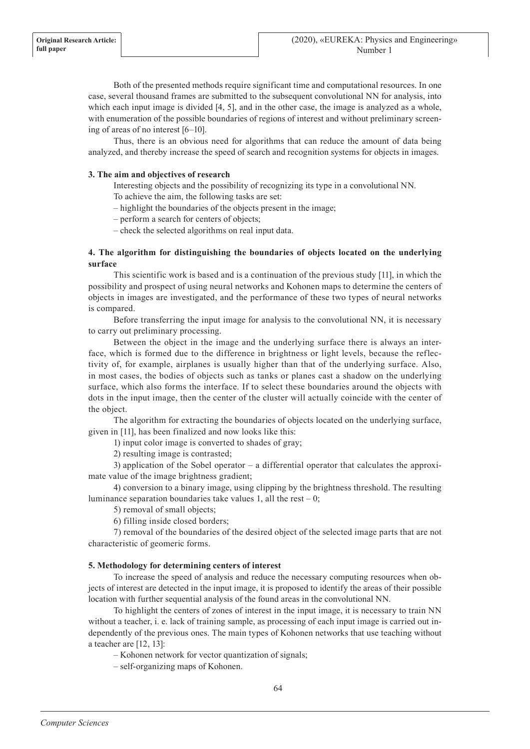Both of the presented methods require significant time and computational resources. In one case, several thousand frames are submitted to the subsequent convolutional NN for analysis, into which each input image is divided [4, 5], and in the other case, the image is analyzed as a whole, with enumeration of the possible boundaries of regions of interest and without preliminary screening of areas of no interest [6–10].

Thus, there is an obvious need for algorithms that can reduce the amount of data being analyzed, and thereby increase the speed of search and recognition systems for objects in images.

### 3. The aim and objectives of research

Interesting objects and the possibility of recognizing its type in a convolutional NN.

To achieve the aim, the following tasks are set:

– highlight the boundaries of the objects present in the image;

– perform a search for centers of objects;

– check the selected algorithms on real input data.

### 4. The algorithm for distinguishing the boundaries of objects located on the underlying surface

This scientific work is based and is a continuation of the previous study [11], in which the possibility and prospect of using neural networks and Kohonen maps to determine the centers of objects in images are investigated, and the performance of these two types of neural networks is compared.

Before transferring the input image for analysis to the convolutional NN, it is necessary to carry out preliminary processing.

Between the object in the image and the underlying surface there is always an interface, which is formed due to the difference in brightness or light levels, because the reflectivity of, for example, airplanes is usually higher than that of the underlying surface. Also, in most cases, the bodies of objects such as tanks or planes cast a shadow on the underlying surface, which also forms the interface. If to select these boundaries around the objects with dots in the input image, then the center of the cluster will actually coincide with the center of the object.

The algorithm for extracting the boundaries of objects located on the underlying surface, given in [11], has been finalized and now looks like this:

1) input color image is converted to shades of gray;

2) resulting image is contrasted;

3) application of the Sobel operator – a differential operator that calculates the approximate value of the image brightness gradient;

4) conversion to a binary image, using clipping by the brightness threshold. The resulting luminance separation boundaries take values 1, all the rest – 0;

5) removal of small objects;

6) filling inside closed borders;

7) removal of the boundaries of the desired object of the selected image parts that are not characteristic of geomeric forms.

### 5. Methodology for determining centers of interest

To increase the speed of analysis and reduce the necessary computing resources when objects of interest are detected in the input image, it is proposed to identify the areas of their possible location with further sequential analysis of the found areas in the convolutional NN.

To highlight the centers of zones of interest in the input image, it is necessary to train NN without a teacher, i. e. lack of training sample, as processing of each input image is carried out independently of the previous ones. The main types of Kohonen networks that use teaching without a teacher are [12, 13]:

– Kohonen network for vector quantization of signals;

– self-organizing maps of Kohonen.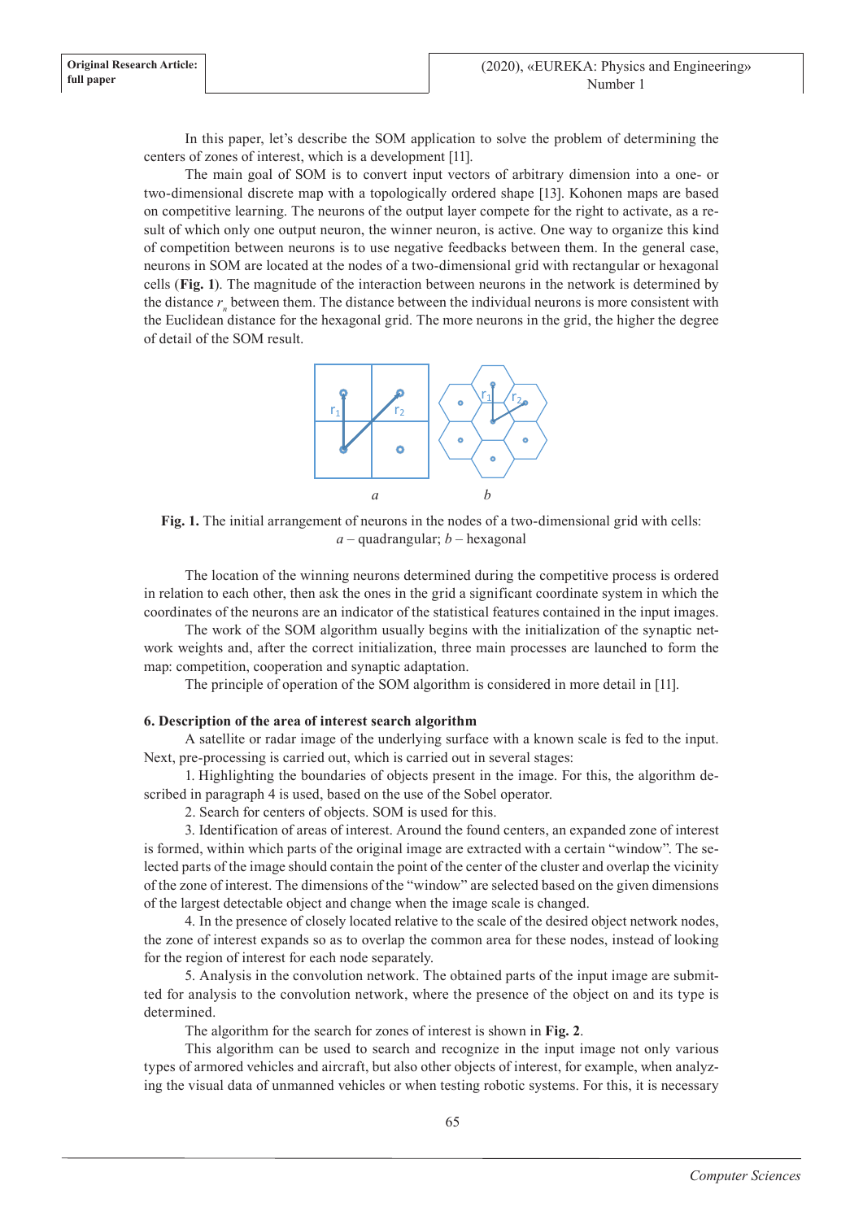In this paper, let's describe the SOM application to solve the problem of determining the centers of zones of interest, which is a development [11].

The main goal of SOM is to convert input vectors of arbitrary dimension into a one- or two-dimensional discrete map with a topologically ordered shape [13]. Kohonen maps are based on competitive learning. The neurons of the output layer compete for the right to activate, as a result of which only one output neuron, the winner neuron, is active. One way to organize this kind of competition between neurons is to use negative feedbacks between them. In the general case, neurons in SOM are located at the nodes of a two-dimensional grid with rectangular or hexagonal cells (**Fig. 1**). The magnitude of the interaction between neurons in the network is determined by the distance $r_n$ between them. The distance between the individual neurons is more consistent with the Euclidean distance for the hexagonal grid. The more neurons in the grid, the higher the degree of detail of the SOM result.

**Fig. 1.** The initial arrangement of neurons in the nodes of a two-dimensional grid with cells: *a* – quadrangular; *b* – hexagonal

The location of the winning neurons determined during the competitive process is ordered in relation to each other, then ask the ones in the grid a significant coordinate system in which the coordinates of the neurons are an indicator of the statistical features contained in the input images.

The work of the SOM algorithm usually begins with the initialization of the synaptic network weights and, after the correct initialization, three main processes are launched to form the map: competition, cooperation and synaptic adaptation.

The principle of operation of the SOM algorithm is considered in more detail in [11].

**6. Description of the area of interest search algorithm**

A satellite or radar image of the underlying surface with a known scale is fed to the input. Next, pre-processing is carried out, which is carried out in several stages:

1. Highlighting the boundaries of objects present in the image. For this, the algorithm described in paragraph 4 is used, based on the use of the Sobel operator.

2. Search for centers of objects. SOM is used for this.

3. Identification of areas of interest. Around the found centers, an expanded zone of interest is formed, within which parts of the original image are extracted with a certain "window". The selected parts of the image should contain the point of the center of the cluster and overlap the vicinity of the zone of interest. The dimensions of the "window" are selected based on the given dimensions of the largest detectable object and change when the image scale is changed.

4. In the presence of closely located relative to the scale of the desired object network nodes, the zone of interest expands so as to overlap the common area for these nodes, instead of looking for the region of interest for each node separately.

5. Analysis in the convolution network. The obtained parts of the input image are submitted for analysis to the convolution network, where the presence of the object on and its type is determined.

The algorithm for the search for zones of interest is shown in **Fig. 2**.

This algorithm can be used to search and recognize in the input image not only various types of armored vehicles and aircraft, but also other objects of interest, for example, when analyzing the visual data of unmanned vehicles or when testing robotic systems. For this, it is necessary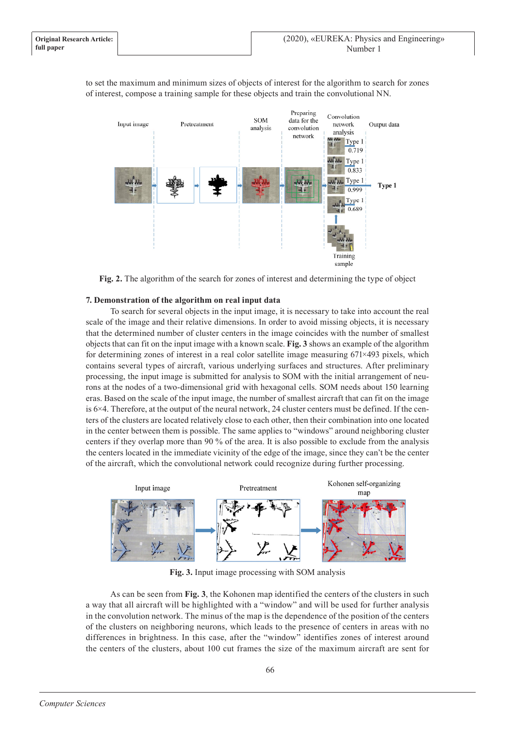to set the maximum and minimum sizes of objects of interest for the algorithm to search for zones of interest, compose a training sample for these objects and train the convolutional NN.

**Fig. 2.** The algorithm of the search for zones of interest and determining the type of object

### 7. Demonstration of the algorithm on real input data

To search for several objects in the input image, it is necessary to take into account the real scale of the image and their relative dimensions. In order to avoid missing objects, it is necessary that the determined number of cluster centers in the image coincides with the number of smallest objects that can fit on the input image with a known scale. **Fig. 3** shows an example of the algorithm for determining zones of interest in a real color satellite image measuring 671×493 pixels, which contains several types of aircraft, various underlying surfaces and structures. After preliminary processing, the input image is submitted for analysis to SOM with the initial arrangement of neurons at the nodes of a two-dimensional grid with hexagonal cells. SOM needs about 150 learning eras. Based on the scale of the input image, the number of smallest aircraft that can fit on the image is 6×4. Therefore, at the output of the neural network, 24 cluster centers must be defined. If the centers of the clusters are located relatively close to each other, then their combination into one located in the center between them is possible. The same applies to "windows" around neighboring cluster centers if they overlap more than 90 % of the area. It is also possible to exclude from the analysis the centers located in the immediate vicinity of the edge of the image, since they can't be the center of the aircraft, which the convolutional network could recognize during further processing.

**Fig. 3.** Input image processing with SOM analysis

As can be seen from **Fig. 3**, the Kohonen map identified the centers of the clusters in such a way that all aircraft will be highlighted with a "window" and will be used for further analysis in the convolution network. The minus of the map is the dependence of the position of the centers of the clusters on neighboring neurons, which leads to the presence of centers in areas with no differences in brightness. In this case, after the "window" identifies zones of interest around the centers of the clusters, about 100 cut frames the size of the maximum aircraft are sent for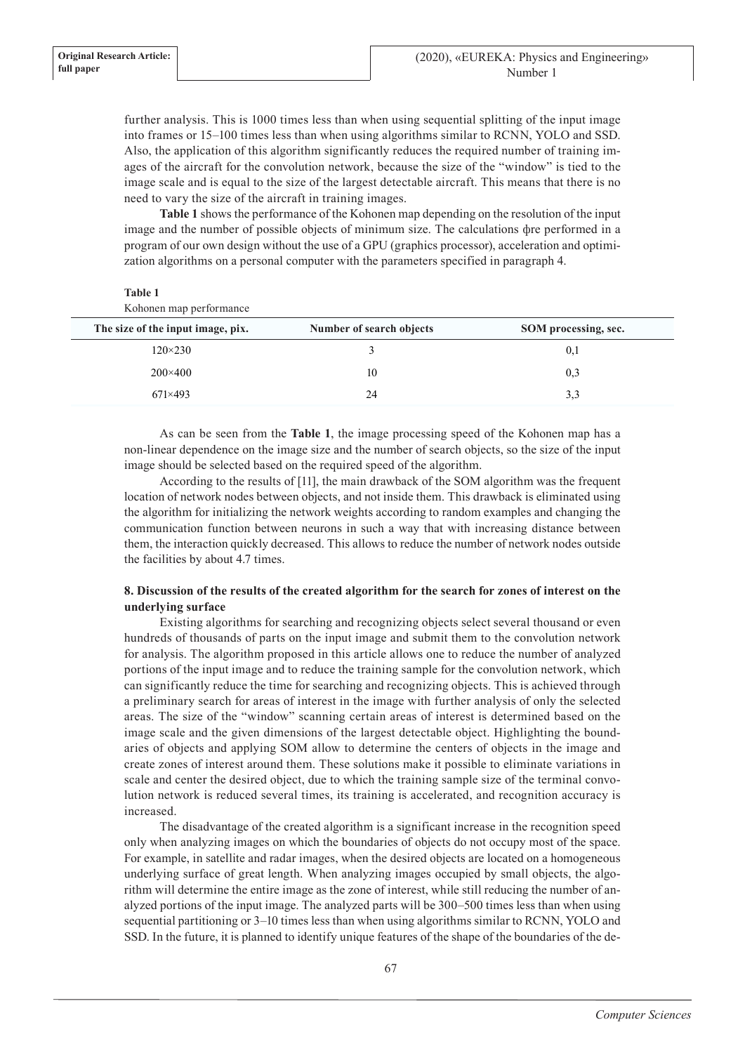further analysis. This is 1000 times less than when using sequential splitting of the input image into frames or 15–100 times less than when using algorithms similar to RCNN, YOLO and SSD. Also, the application of this algorithm significantly reduces the required number of training images of the aircraft for the convolution network, because the size of the "window" is tied to the image scale and is equal to the size of the largest detectable aircraft. This means that there is no need to vary the size of the aircraft in training images.

**Table 1** shows the performance of the Kohonen map depending on the resolution of the input image and the number of possible objects of minimum size. The calculations фre performed in a program of our own design without the use of a GPU (graphics processor), acceleration and optimization algorithms on a personal computer with the parameters specified in paragraph 4.

**Table 1**
Kohonen map performance

| The size of the input image, pix. | Number of search objects | SOM processing, sec. |
|---|---|---|
| 120×230 | 3 | 0,1 |
| 200×400 | 10 | 0,3 |
| 671×493 | 24 | 3,3 |

As can be seen from the **Table 1**, the image processing speed of the Kohonen map has a non-linear dependence on the image size and the number of search objects, so the size of the input image should be selected based on the required speed of the algorithm.

According to the results of [11], the main drawback of the SOM algorithm was the frequent location of network nodes between objects, and not inside them. This drawback is eliminated using the algorithm for initializing the network weights according to random examples and changing the communication function between neurons in such a way that with increasing distance between them, the interaction quickly decreased. This allows to reduce the number of network nodes outside the facilities by about 4.7 times.

### 8. Discussion of the results of the created algorithm for the search for zones of interest on the underlying surface

Existing algorithms for searching and recognizing objects select several thousand or even hundreds of thousands of parts on the input image and submit them to the convolution network for analysis. The algorithm proposed in this article allows one to reduce the number of analyzed portions of the input image and to reduce the training sample for the convolution network, which can significantly reduce the time for searching and recognizing objects. This is achieved through a preliminary search for areas of interest in the image with further analysis of only the selected areas. The size of the "window" scanning certain areas of interest is determined based on the image scale and the given dimensions of the largest detectable object. Highlighting the boundaries of objects and applying SOM allow to determine the centers of objects in the image and create zones of interest around them. These solutions make it possible to eliminate variations in scale and center the desired object, due to which the training sample size of the terminal convolution network is reduced several times, its training is accelerated, and recognition accuracy is increased.

The disadvantage of the created algorithm is a significant increase in the recognition speed only when analyzing images on which the boundaries of objects do not occupy most of the space. For example, in satellite and radar images, when the desired objects are located on a homogeneous underlying surface of great length. When analyzing images occupied by small objects, the algorithm will determine the entire image as the zone of interest, while still reducing the number of analyzed portions of the input image. The analyzed parts will be 300–500 times less than when using sequential partitioning or 3–10 times less than when using algorithms similar to RCNN, YOLO and SSD. In the future, it is planned to identify unique features of the shape of the boundaries of the de-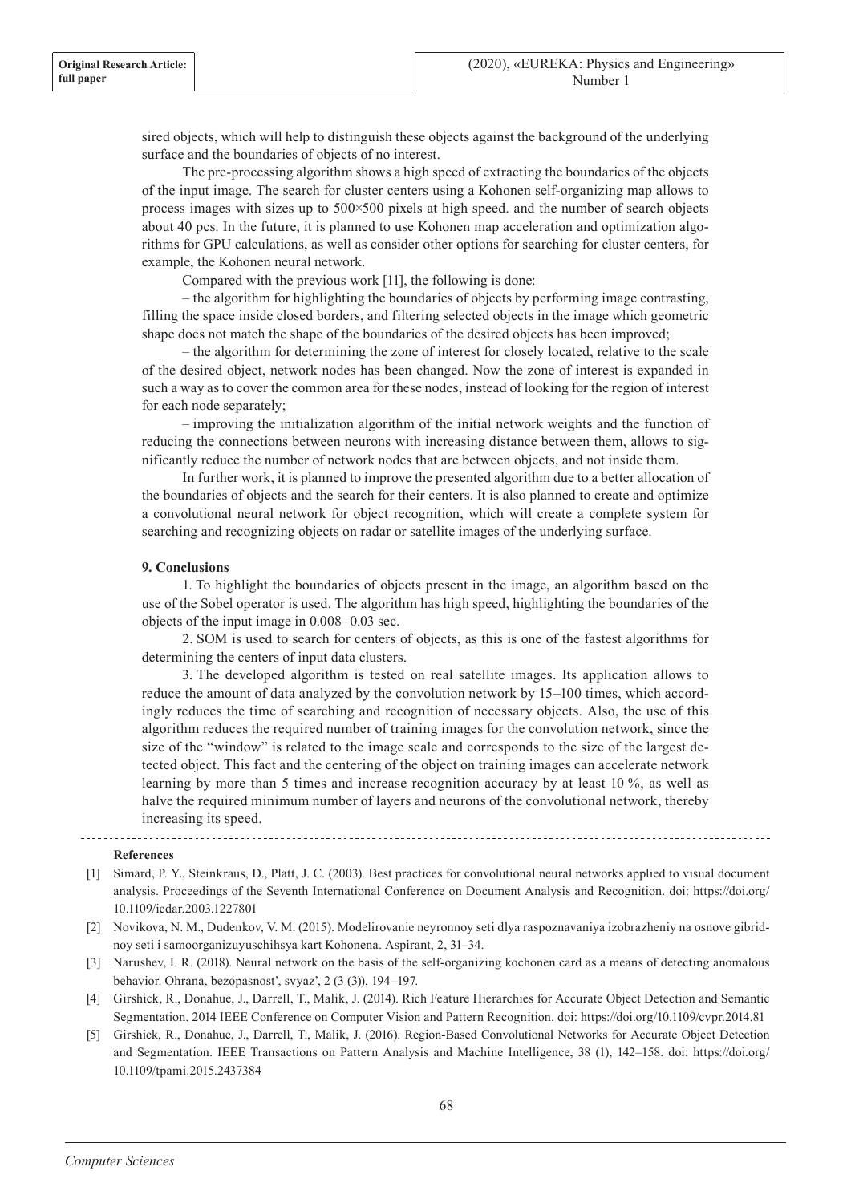sired objects, which will help to distinguish these objects against the background of the underlying surface and the boundaries of objects of no interest.

The pre-processing algorithm shows a high speed of extracting the boundaries of the objects of the input image. The search for cluster centers using a Kohonen self-organizing map allows to process images with sizes up to 500×500 pixels at high speed. and the number of search objects about 40 pcs. In the future, it is planned to use Kohonen map acceleration and optimization algorithms for GPU calculations, as well as consider other options for searching for cluster centers, for example, the Kohonen neural network.

Compared with the previous work [11], the following is done:

– the algorithm for highlighting the boundaries of objects by performing image contrasting, filling the space inside closed borders, and filtering selected objects in the image which geometric shape does not match the shape of the boundaries of the desired objects has been improved;

– the algorithm for determining the zone of interest for closely located, relative to the scale of the desired object, network nodes has been changed. Now the zone of interest is expanded in such a way as to cover the common area for these nodes, instead of looking for the region of interest for each node separately;

– improving the initialization algorithm of the initial network weights and the function of reducing the connections between neurons with increasing distance between them, allows to significantly reduce the number of network nodes that are between objects, and not inside them.

In further work, it is planned to improve the presented algorithm due to a better allocation of the boundaries of objects and the search for their centers. It is also planned to create and optimize a convolutional neural network for object recognition, which will create a complete system for searching and recognizing objects on radar or satellite images of the underlying surface.

## 9. Conclusions

1. To highlight the boundaries of objects present in the image, an algorithm based on the use of the Sobel operator is used. The algorithm has high speed, highlighting the boundaries of the objects of the input image in 0.008–0.03 sec.

2. SOM is used to search for centers of objects, as this is one of the fastest algorithms for determining the centers of input data clusters.

3. The developed algorithm is tested on real satellite images. Its application allows to reduce the amount of data analyzed by the convolution network by 15–100 times, which accordingly reduces the time of searching and recognition of necessary objects. Also, the use of this algorithm reduces the required number of training images for the convolution network, since the size of the "window" is related to the image scale and corresponds to the size of the largest detected object. This fact and the centering of the object on training images can accelerate network learning by more than 5 times and increase recognition accuracy by at least 10 %, as well as halve the required minimum number of layers and neurons of the convolutional network, thereby increasing its speed.

## References

[1] Simard, P. Y., Steinkraus, D., Platt, J. C. (2003). Best practices for convolutional neural networks applied to visual document analysis. Proceedings of the Seventh International Conference on Document Analysis and Recognition. doi: https://doi.org/10.1109/icdar.2003.1227801

[2] Novikova, N. M., Dudenkov, V. M. (2015). Modelirovanie neyronnoy seti dlya raspoznavaniya izobrazheniy na osnove gibridnoy seti i samoorganizuyuschihsya kart Kohonena. Aspirant, 2, 31–34.

[3] Narushev, I. R. (2018). Neural network on the basis of the self-organizing kochonen card as a means of detecting anomalous behavior. Ohrana, bezopasnost', svyaz', 2 (3 (3)), 194–197.

[4] Girshick, R., Donahue, J., Darrell, T., Malik, J. (2014). Rich Feature Hierarchies for Accurate Object Detection and Semantic Segmentation. 2014 IEEE Conference on Computer Vision and Pattern Recognition. doi: https://doi.org/10.1109/cvpr.2014.81

[5] Girshick, R., Donahue, J., Darrell, T., Malik, J. (2016). Region-Based Convolutional Networks for Accurate Object Detection and Segmentation. IEEE Transactions on Pattern Analysis and Machine Intelligence, 38 (1), 142–158. doi: https://doi.org/10.1109/tpami.2015.2437384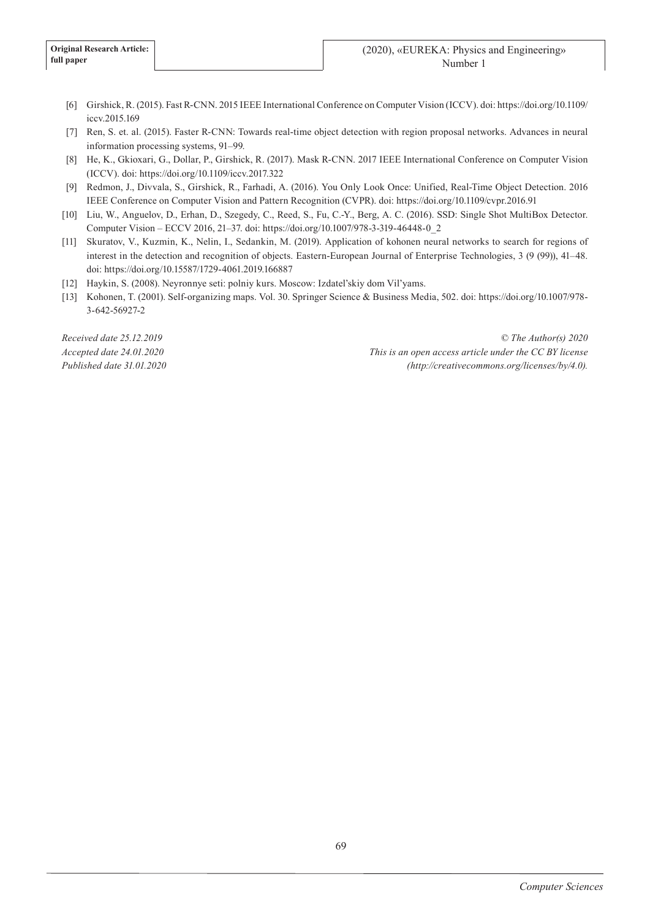[6] Girshick, R. (2015). Fast R-CNN. 2015 IEEE International Conference on Computer Vision (ICCV). doi: https://doi.org/10.1109/iccv.2015.169

[7] Ren, S. et. al. (2015). Faster R-CNN: Towards real-time object detection with region proposal networks. Advances in neural information processing systems, 91–99.

[8] He, K., Gkioxari, G., Dollar, P., Girshick, R. (2017). Mask R-CNN. 2017 IEEE International Conference on Computer Vision (ICCV). doi: https://doi.org/10.1109/iccv.2017.322

[9] Redmon, J., Divvala, S., Girshick, R., Farhadi, A. (2016). You Only Look Once: Unified, Real-Time Object Detection. 2016 IEEE Conference on Computer Vision and Pattern Recognition (CVPR). doi: https://doi.org/10.1109/cvpr.2016.91

[10] Liu, W., Anguelov, D., Erhan, D., Szegedy, C., Reed, S., Fu, C.-Y., Berg, A. C. (2016). SSD: Single Shot MultiBox Detector. Computer Vision – ECCV 2016, 21–37. doi: https://doi.org/10.1007/978-3-319-46448-0_2

[11] Skuratov, V., Kuzmin, K., Nelin, I., Sedankin, M. (2019). Application of kohonen neural networks to search for regions of interest in the detection and recognition of objects. Eastern-European Journal of Enterprise Technologies, 3 (9 (99)), 41–48. doi: https://doi.org/10.15587/1729-4061.2019.166887

[12] Haykin, S. (2008). Neyronnye seti: polniy kurs. Moscow: Izdatel'skiy dom Vil'yams.

[13] Kohonen, T. (2001). Self-organizing maps. Vol. 30. Springer Science & Business Media, 502. doi: https://doi.org/10.1007/978-3-642-56927-2

*Received date 25.12.2019*
*Accepted date 24.01.2020*
*Published date 31.01.2020*

*© The Author(s) 2020*
*This is an open access article under the CC BY license (http://creativecommons.org/licenses/by/4.0).*